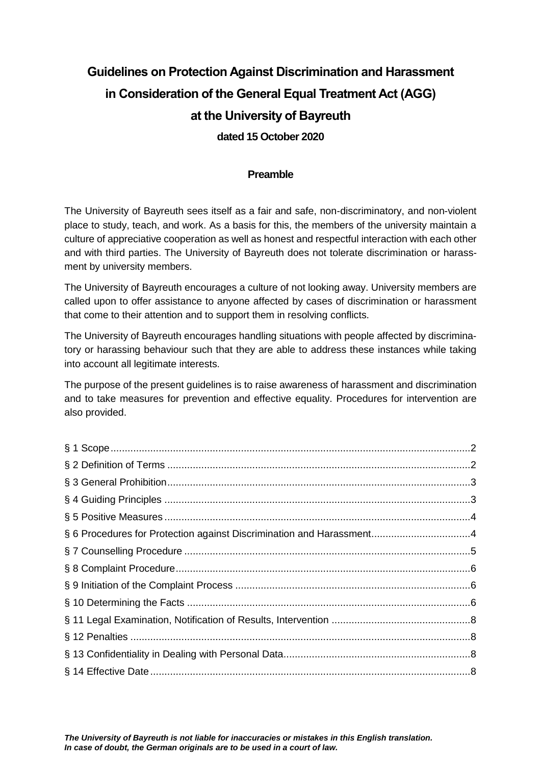# Guidelines on Protection Against Discrimination and Harassment in Consideration of the General Equal Treatment Act (AGG) at the University of Bayreuth

**dated 15 October 2020**

## Preamble

The University of Bayreuth sees itself as a fair and safe, non-discriminatory, and non-violent place to study, teach, and work. As a basis for this, the members of the university maintain a culture of appreciative cooperation as well as honest and respectful interaction with each other and with third parties. The University of Bayreuth does not tolerate discrimination or harassment by university members.

The University of Bayreuth encourages a culture of not looking away. University members are called upon to offer assistance to anyone affected by cases of discrimination or harassment that come to their attention and to support them in resolving conflicts.

The University of Bayreuth encourages handling situations with people affected by discriminatory or harassing behaviour such that they are able to address these instances while taking into account all legitimate interests.

The purpose of the present guidelines is to raise awareness of harassment and discrimination and to take measures for prevention and effective equality. Procedures for intervention are also provided.

§ 1 Scope .......... 2
§ 2 Definition of Terms .......... 2
§ 3 General Prohibition .......... 3
§ 4 Guiding Principles .......... 3
§ 5 Positive Measures .......... 4
§ 6 Procedures for Protection against Discrimination and Harassment .......... 4
§ 7 Counselling Procedure .......... 5
§ 8 Complaint Procedure .......... 6
§ 9 Initiation of the Complaint Process .......... 6
§ 10 Determining the Facts .......... 6
§ 11 Legal Examination, Notification of Results, Intervention .......... 8
§ 12 Penalties .......... 8
§ 13 Confidentiality in Dealing with Personal Data .......... 8
§ 14 Effective Date .......... 8

***The University of Bayreuth is not liable for inaccuracies or mistakes in this English translation. In case of doubt, the German originals are to be used in a court of law.***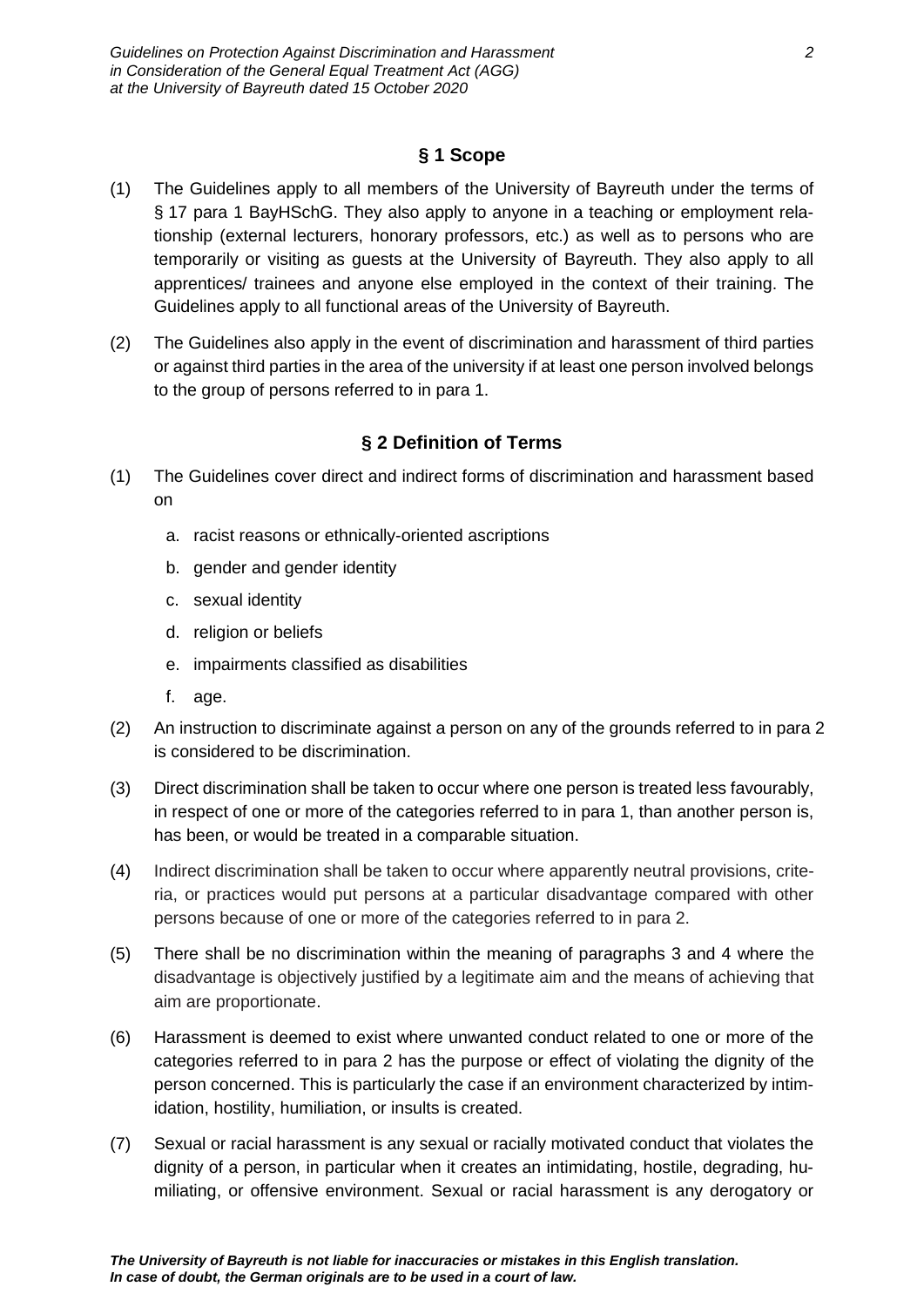## § 1 Scope

(1) The Guidelines apply to all members of the University of Bayreuth under the terms of § 17 para 1 BayHSchG. They also apply to anyone in a teaching or employment relationship (external lecturers, honorary professors, etc.) as well as to persons who are temporarily or visiting as guests at the University of Bayreuth. They also apply to all apprentices/ trainees and anyone else employed in the context of their training. The Guidelines apply to all functional areas of the University of Bayreuth.

(2) The Guidelines also apply in the event of discrimination and harassment of third parties or against third parties in the area of the university if at least one person involved belongs to the group of persons referred to in para 1.

## § 2 Definition of Terms

(1) The Guidelines cover direct and indirect forms of discrimination and harassment based on

   a. racist reasons or ethnically-oriented ascriptions
   
   b. gender and gender identity
   
   c. sexual identity
   
   d. religion or beliefs
   
   e. impairments classified as disabilities
   
   f. age.

(2) An instruction to discriminate against a person on any of the grounds referred to in para 2 is considered to be discrimination.

(3) Direct discrimination shall be taken to occur where one person is treated less favourably, in respect of one or more of the categories referred to in para 1, than another person is, has been, or would be treated in a comparable situation.

(4) Indirect discrimination shall be taken to occur where apparently neutral provisions, criteria, or practices would put persons at a particular disadvantage compared with other persons because of one or more of the categories referred to in para 2.

(5) There shall be no discrimination within the meaning of paragraphs 3 and 4 where the disadvantage is objectively justified by a legitimate aim and the means of achieving that aim are proportionate.

(6) Harassment is deemed to exist where unwanted conduct related to one or more of the categories referred to in para 2 has the purpose or effect of violating the dignity of the person concerned. This is particularly the case if an environment characterized by intimidation, hostility, humiliation, or insults is created.

(7) Sexual or racial harassment is any sexual or racially motivated conduct that violates the dignity of a person, in particular when it creates an intimidating, hostile, degrading, humiliating, or offensive environment. Sexual or racial harassment is any derogatory or

*The University of Bayreuth is not liable for inaccuracies or mistakes in this English translation. In case of doubt, the German originals are to be used in a court of law.*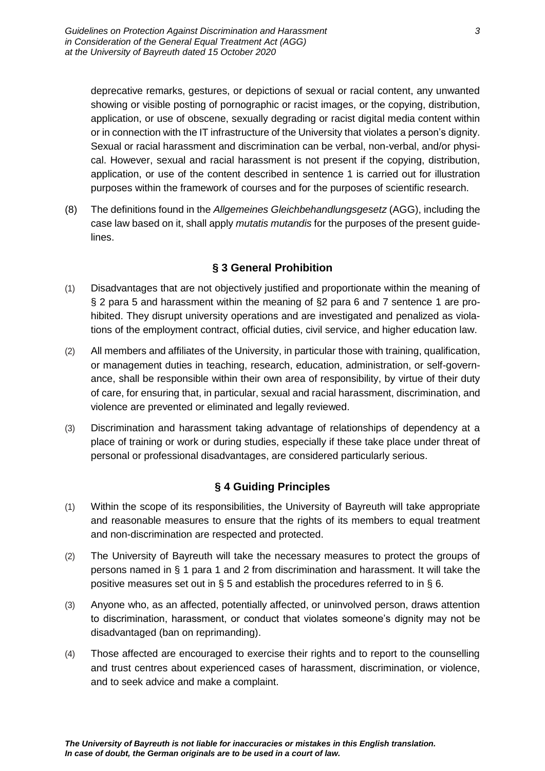deprecative remarks, gestures, or depictions of sexual or racial content, any unwanted showing or visible posting of pornographic or racist images, or the copying, distribution, application, or use of obscene, sexually degrading or racist digital media content within or in connection with the IT infrastructure of the University that violates a person's dignity. Sexual or racial harassment and discrimination can be verbal, non-verbal, and/or physical. However, sexual and racial harassment is not present if the copying, distribution, application, or use of the content described in sentence 1 is carried out for illustration purposes within the framework of courses and for the purposes of scientific research.

(8) The definitions found in the *Allgemeines Gleichbehandlungsgesetz* (AGG), including the case law based on it, shall apply *mutatis mutandis* for the purposes of the present guidelines.

## § 3 General Prohibition

(1) Disadvantages that are not objectively justified and proportionate within the meaning of § 2 para 5 and harassment within the meaning of §2 para 6 and 7 sentence 1 are prohibited. They disrupt university operations and are investigated and penalized as violations of the employment contract, official duties, civil service, and higher education law.

(2) All members and affiliates of the University, in particular those with training, qualification, or management duties in teaching, research, education, administration, or self-governance, shall be responsible within their own area of responsibility, by virtue of their duty of care, for ensuring that, in particular, sexual and racial harassment, discrimination, and violence are prevented or eliminated and legally reviewed.

(3) Discrimination and harassment taking advantage of relationships of dependency at a place of training or work or during studies, especially if these take place under threat of personal or professional disadvantages, are considered particularly serious.

## § 4 Guiding Principles

(1) Within the scope of its responsibilities, the University of Bayreuth will take appropriate and reasonable measures to ensure that the rights of its members to equal treatment and non-discrimination are respected and protected.

(2) The University of Bayreuth will take the necessary measures to protect the groups of persons named in § 1 para 1 and 2 from discrimination and harassment. It will take the positive measures set out in § 5 and establish the procedures referred to in § 6.

(3) Anyone who, as an affected, potentially affected, or uninvolved person, draws attention to discrimination, harassment, or conduct that violates someone's dignity may not be disadvantaged (ban on reprimanding).

(4) Those affected are encouraged to exercise their rights and to report to the counselling and trust centres about experienced cases of harassment, discrimination, or violence, and to seek advice and make a complaint.

***The University of Bayreuth is not liable for inaccuracies or mistakes in this English translation. In case of doubt, the German originals are to be used in a court of law.***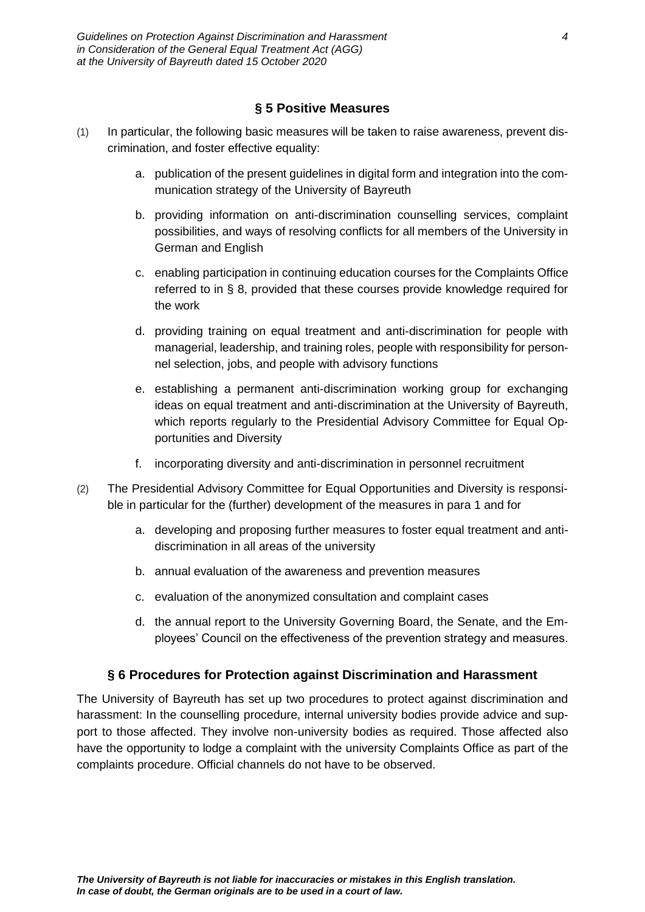## § 5 Positive Measures

(1) In particular, the following basic measures will be taken to raise awareness, prevent discrimination, and foster effective equality:

   a. publication of the present guidelines in digital form and integration into the communication strategy of the University of Bayreuth

   b. providing information on anti-discrimination counselling services, complaint possibilities, and ways of resolving conflicts for all members of the University in German and English

   c. enabling participation in continuing education courses for the Complaints Office referred to in § 8, provided that these courses provide knowledge required for the work

   d. providing training on equal treatment and anti-discrimination for people with managerial, leadership, and training roles, people with responsibility for personnel selection, jobs, and people with advisory functions

   e. establishing a permanent anti-discrimination working group for exchanging ideas on equal treatment and anti-discrimination at the University of Bayreuth, which reports regularly to the Presidential Advisory Committee for Equal Opportunities and Diversity

   f. incorporating diversity and anti-discrimination in personnel recruitment

(2) The Presidential Advisory Committee for Equal Opportunities and Diversity is responsible in particular for the (further) development of the measures in para 1 and for

   a. developing and proposing further measures to foster equal treatment and anti-discrimination in all areas of the university

   b. annual evaluation of the awareness and prevention measures

   c. evaluation of the anonymized consultation and complaint cases

   d. the annual report to the University Governing Board, the Senate, and the Employees' Council on the effectiveness of the prevention strategy and measures.

## § 6 Procedures for Protection against Discrimination and Harassment

The University of Bayreuth has set up two procedures to protect against discrimination and harassment: In the counselling procedure, internal university bodies provide advice and support to those affected. They involve non-university bodies as required. Those affected also have the opportunity to lodge a complaint with the university Complaints Office as part of the complaints procedure. Official channels do not have to be observed.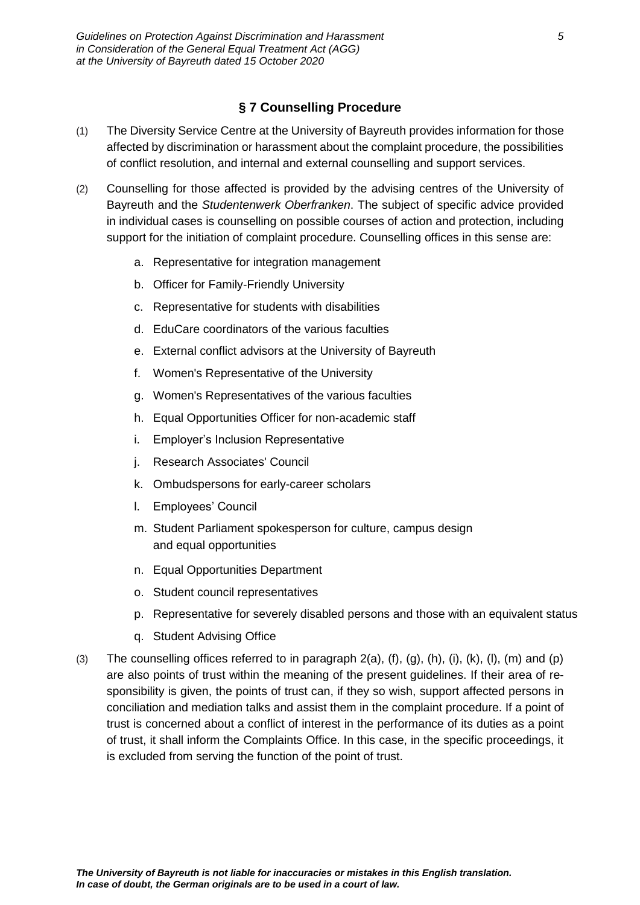## § 7 Counselling Procedure

(1) The Diversity Service Centre at the University of Bayreuth provides information for those affected by discrimination or harassment about the complaint procedure, the possibilities of conflict resolution, and internal and external counselling and support services.

(2) Counselling for those affected is provided by the advising centres of the University of Bayreuth and the *Studentenwerk Oberfranken*. The subject of specific advice provided in individual cases is counselling on possible courses of action and protection, including support for the initiation of complaint procedure. Counselling offices in this sense are:

   a. Representative for integration management
   b. Officer for Family-Friendly University
   c. Representative for students with disabilities
   d. EduCare coordinators of the various faculties
   e. External conflict advisors at the University of Bayreuth
   f. Women's Representative of the University
   g. Women's Representatives of the various faculties
   h. Equal Opportunities Officer for non-academic staff
   i. Employer's Inclusion Representative
   j. Research Associates' Council
   k. Ombudspersons for early-career scholars
   l. Employees' Council
   m. Student Parliament spokesperson for culture, campus design and equal opportunities
   n. Equal Opportunities Department
   o. Student council representatives
   p. Representative for severely disabled persons and those with an equivalent status
   q. Student Advising Office

(3) The counselling offices referred to in paragraph 2(a), (f), (g), (h), (i), (k), (l), (m) and (p) are also points of trust within the meaning of the present guidelines. If their area of responsibility is given, the points of trust can, if they so wish, support affected persons in conciliation and mediation talks and assist them in the complaint procedure. If a point of trust is concerned about a conflict of interest in the performance of its duties as a point of trust, it shall inform the Complaints Office. In this case, in the specific proceedings, it is excluded from serving the function of the point of trust.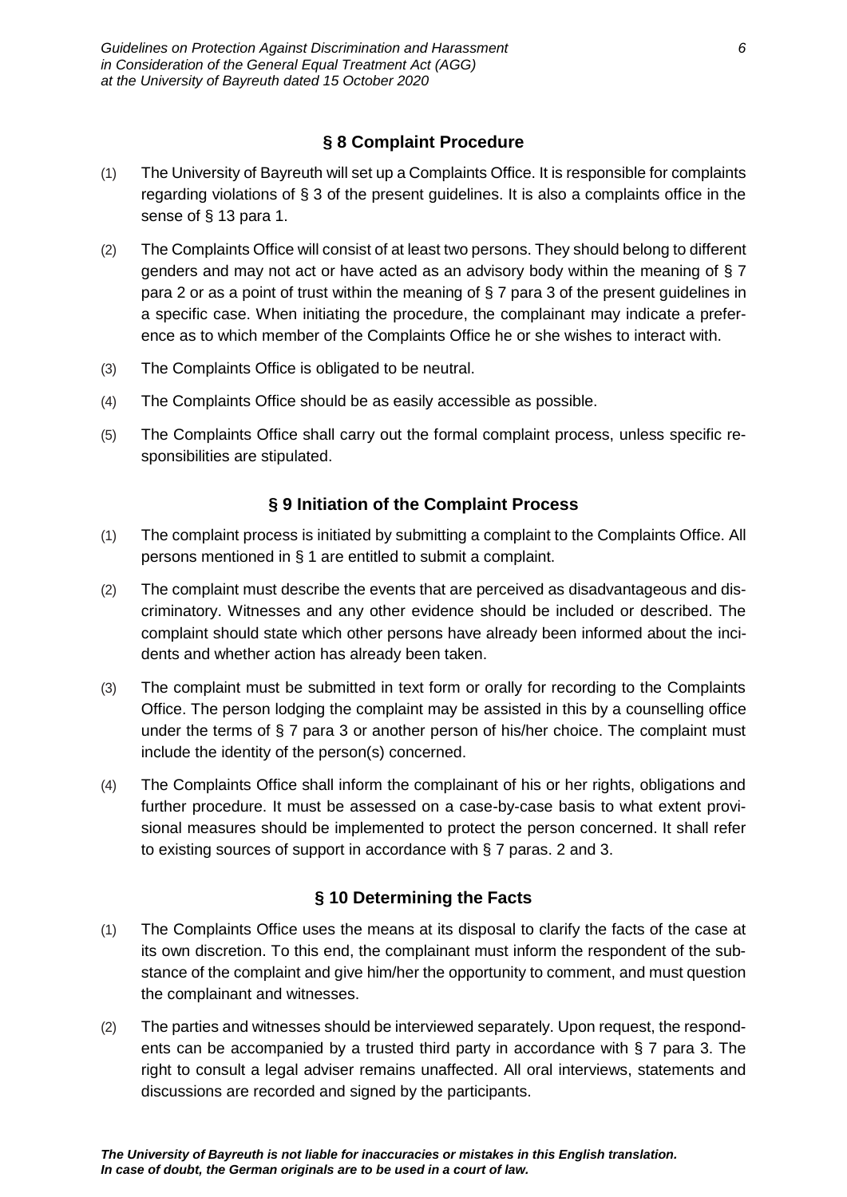## § 8 Complaint Procedure

(1) The University of Bayreuth will set up a Complaints Office. It is responsible for complaints regarding violations of § 3 of the present guidelines. It is also a complaints office in the sense of § 13 para 1.

(2) The Complaints Office will consist of at least two persons. They should belong to different genders and may not act or have acted as an advisory body within the meaning of § 7 para 2 or as a point of trust within the meaning of § 7 para 3 of the present guidelines in a specific case. When initiating the procedure, the complainant may indicate a preference as to which member of the Complaints Office he or she wishes to interact with.

(3) The Complaints Office is obligated to be neutral.

(4) The Complaints Office should be as easily accessible as possible.

(5) The Complaints Office shall carry out the formal complaint process, unless specific responsibilities are stipulated.

## § 9 Initiation of the Complaint Process

(1) The complaint process is initiated by submitting a complaint to the Complaints Office. All persons mentioned in § 1 are entitled to submit a complaint.

(2) The complaint must describe the events that are perceived as disadvantageous and discriminatory. Witnesses and any other evidence should be included or described. The complaint should state which other persons have already been informed about the incidents and whether action has already been taken.

(3) The complaint must be submitted in text form or orally for recording to the Complaints Office. The person lodging the complaint may be assisted in this by a counselling office under the terms of § 7 para 3 or another person of his/her choice. The complaint must include the identity of the person(s) concerned.

(4) The Complaints Office shall inform the complainant of his or her rights, obligations and further procedure. It must be assessed on a case-by-case basis to what extent provisional measures should be implemented to protect the person concerned. It shall refer to existing sources of support in accordance with § 7 paras. 2 and 3.

## § 10 Determining the Facts

(1) The Complaints Office uses the means at its disposal to clarify the facts of the case at its own discretion. To this end, the complainant must inform the respondent of the substance of the complaint and give him/her the opportunity to comment, and must question the complainant and witnesses.

(2) The parties and witnesses should be interviewed separately. Upon request, the respondents can be accompanied by a trusted third party in accordance with § 7 para 3. The right to consult a legal adviser remains unaffected. All oral interviews, statements and discussions are recorded and signed by the participants.

***The University of Bayreuth is not liable for inaccuracies or mistakes in this English translation. In case of doubt, the German originals are to be used in a court of law.***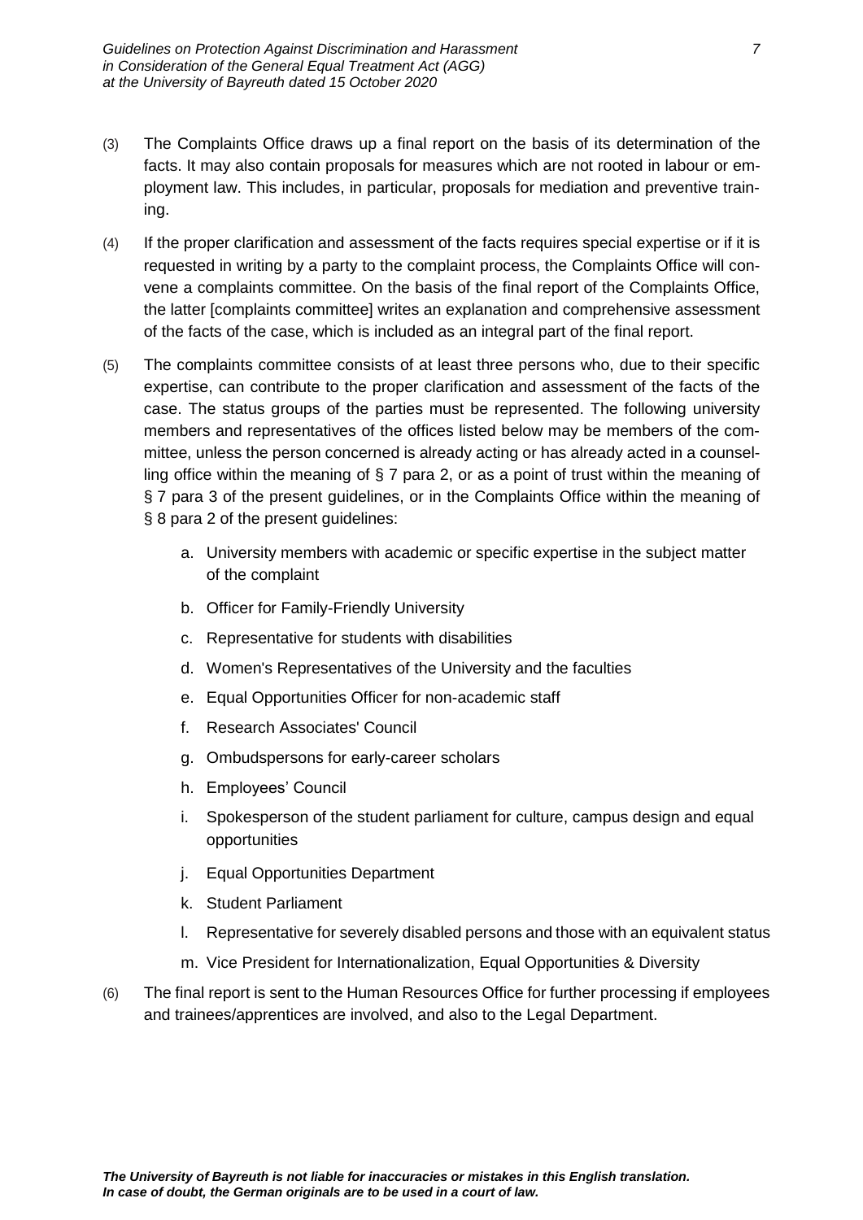(3) The Complaints Office draws up a final report on the basis of its determination of the facts. It may also contain proposals for measures which are not rooted in labour or employment law. This includes, in particular, proposals for mediation and preventive training.

(4) If the proper clarification and assessment of the facts requires special expertise or if it is requested in writing by a party to the complaint process, the Complaints Office will convene a complaints committee. On the basis of the final report of the Complaints Office, the latter [complaints committee] writes an explanation and comprehensive assessment of the facts of the case, which is included as an integral part of the final report.

(5) The complaints committee consists of at least three persons who, due to their specific expertise, can contribute to the proper clarification and assessment of the facts of the case. The status groups of the parties must be represented. The following university members and representatives of the offices listed below may be members of the committee, unless the person concerned is already acting or has already acted in a counselling office within the meaning of § 7 para 2, or as a point of trust within the meaning of § 7 para 3 of the present guidelines, or in the Complaints Office within the meaning of § 8 para 2 of the present guidelines:

   a. University members with academic or specific expertise in the subject matter of the complaint
   b. Officer for Family-Friendly University
   c. Representative for students with disabilities
   d. Women's Representatives of the University and the faculties
   e. Equal Opportunities Officer for non-academic staff
   f. Research Associates' Council
   g. Ombudspersons for early-career scholars
   h. Employees' Council
   i. Spokesperson of the student parliament for culture, campus design and equal opportunities
   j. Equal Opportunities Department
   k. Student Parliament
   l. Representative for severely disabled persons and those with an equivalent status
   m. Vice President for Internationalization, Equal Opportunities & Diversity

(6) The final report is sent to the Human Resources Office for further processing if employees and trainees/apprentices are involved, and also to the Legal Department.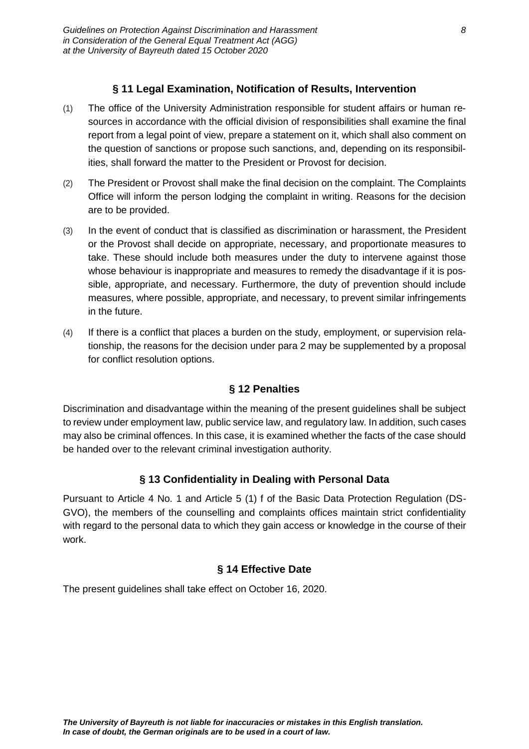## § 11 Legal Examination, Notification of Results, Intervention

(1) The office of the University Administration responsible for student affairs or human resources in accordance with the official division of responsibilities shall examine the final report from a legal point of view, prepare a statement on it, which shall also comment on the question of sanctions or propose such sanctions, and, depending on its responsibilities, shall forward the matter to the President or Provost for decision.

(2) The President or Provost shall make the final decision on the complaint. The Complaints Office will inform the person lodging the complaint in writing. Reasons for the decision are to be provided.

(3) In the event of conduct that is classified as discrimination or harassment, the President or the Provost shall decide on appropriate, necessary, and proportionate measures to take. These should include both measures under the duty to intervene against those whose behaviour is inappropriate and measures to remedy the disadvantage if it is possible, appropriate, and necessary. Furthermore, the duty of prevention should include measures, where possible, appropriate, and necessary, to prevent similar infringements in the future.

(4) If there is a conflict that places a burden on the study, employment, or supervision relationship, the reasons for the decision under para 2 may be supplemented by a proposal for conflict resolution options.

## § 12 Penalties

Discrimination and disadvantage within the meaning of the present guidelines shall be subject to review under employment law, public service law, and regulatory law. In addition, such cases may also be criminal offences. In this case, it is examined whether the facts of the case should be handed over to the relevant criminal investigation authority.

## § 13 Confidentiality in Dealing with Personal Data

Pursuant to Article 4 No. 1 and Article 5 (1) f of the Basic Data Protection Regulation (DS-GVO), the members of the counselling and complaints offices maintain strict confidentiality with regard to the personal data to which they gain access or knowledge in the course of their work.

## § 14 Effective Date

The present guidelines shall take effect on October 16, 2020.

***The University of Bayreuth is not liable for inaccuracies or mistakes in this English translation. In case of doubt, the German originals are to be used in a court of law.***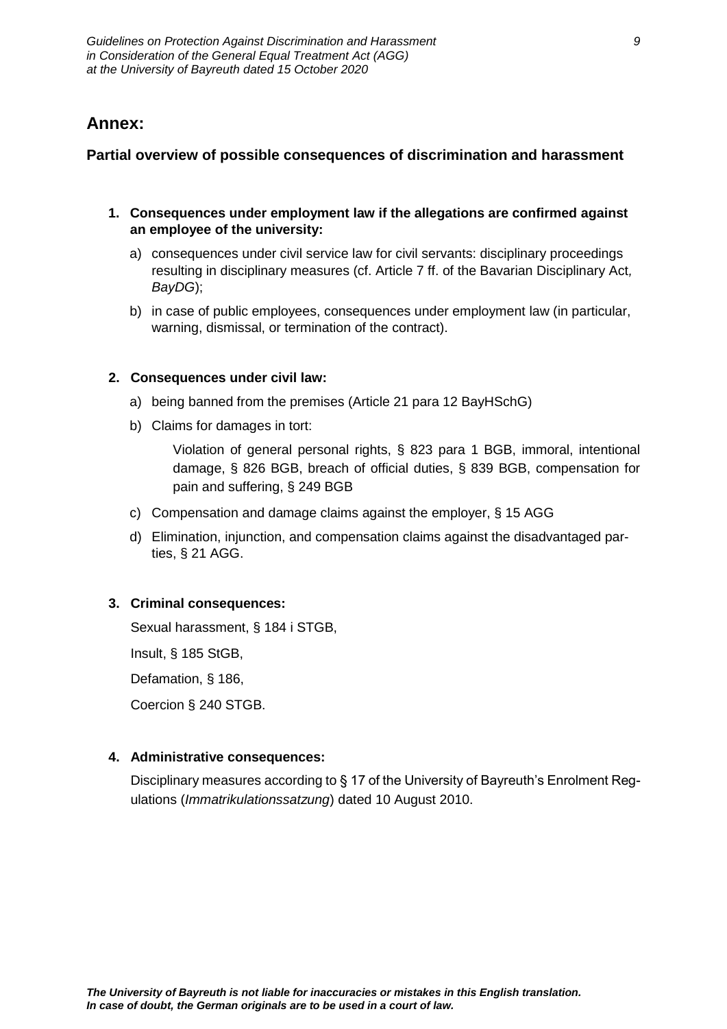## Annex:

### Partial overview of possible consequences of discrimination and harassment

1. **Consequences under employment law if the allegations are confirmed against an employee of the university:**

   a) consequences under civil service law for civil servants: disciplinary proceedings resulting in disciplinary measures (cf. Article 7 ff. of the Bavarian Disciplinary Act, *BayDG*);

   b) in case of public employees, consequences under employment law (in particular, warning, dismissal, or termination of the contract).

2. **Consequences under civil law:**

   a) being banned from the premises (Article 21 para 12 BayHSchG)

   b) Claims for damages in tort:

      Violation of general personal rights, § 823 para 1 BGB, immoral, intentional damage, § 826 BGB, breach of official duties, § 839 BGB, compensation for pain and suffering, § 249 BGB

   c) Compensation and damage claims against the employer, § 15 AGG

   d) Elimination, injunction, and compensation claims against the disadvantaged parties, § 21 AGG.

3. **Criminal consequences:**

   Sexual harassment, § 184 i STGB,

   Insult, § 185 StGB,

   Defamation, § 186,

   Coercion § 240 STGB.

4. **Administrative consequences:**

   Disciplinary measures according to § 17 of the University of Bayreuth's Enrolment Regulations (*Immatrikulationssatzung*) dated 10 August 2010.

***The University of Bayreuth is not liable for inaccuracies or mistakes in this English translation. In case of doubt, the German originals are to be used in a court of law.***